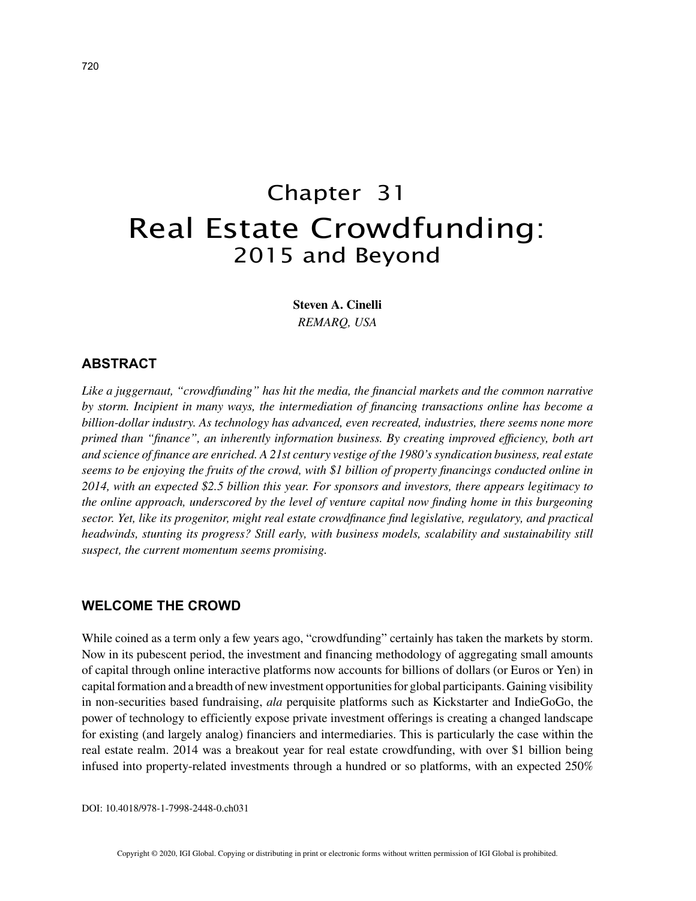# Chapter 31
# Real Estate Crowdfunding: 2015 and Beyond

**Steven A. Cinelli**
*REMARQ, USA*

## ABSTRACT

*Like a juggernaut, "crowdfunding" has hit the media, the financial markets and the common narrative by storm. Incipient in many ways, the intermediation of financing transactions online has become a billion-dollar industry. As technology has advanced, even recreated, industries, there seems none more primed than "finance", an inherently information business. By creating improved efficiency, both art and science of finance are enriched. A 21st century vestige of the 1980's syndication business, real estate seems to be enjoying the fruits of the crowd, with $1 billion of property financings conducted online in 2014, with an expected $2.5 billion this year. For sponsors and investors, there appears legitimacy to the online approach, underscored by the level of venture capital now finding home in this burgeoning sector. Yet, like its progenitor, might real estate crowdfinance find legislative, regulatory, and practical headwinds, stunting its progress? Still early, with business models, scalability and sustainability still suspect, the current momentum seems promising.*

## WELCOME THE CROWD

While coined as a term only a few years ago, "crowdfunding" certainly has taken the markets by storm. Now in its pubescent period, the investment and financing methodology of aggregating small amounts of capital through online interactive platforms now accounts for billions of dollars (or Euros or Yen) in capital formation and a breadth of new investment opportunities for global participants. Gaining visibility in non-securities based fundraising, *ala* perquisite platforms such as Kickstarter and IndieGoGo, the power of technology to efficiently expose private investment offerings is creating a changed landscape for existing (and largely analog) financiers and intermediaries. This is particularly the case within the real estate realm. 2014 was a breakout year for real estate crowdfunding, with over $1 billion being infused into property-related investments through a hundred or so platforms, with an expected 250%

DOI: 10.4018/978-1-7998-2448-0.ch031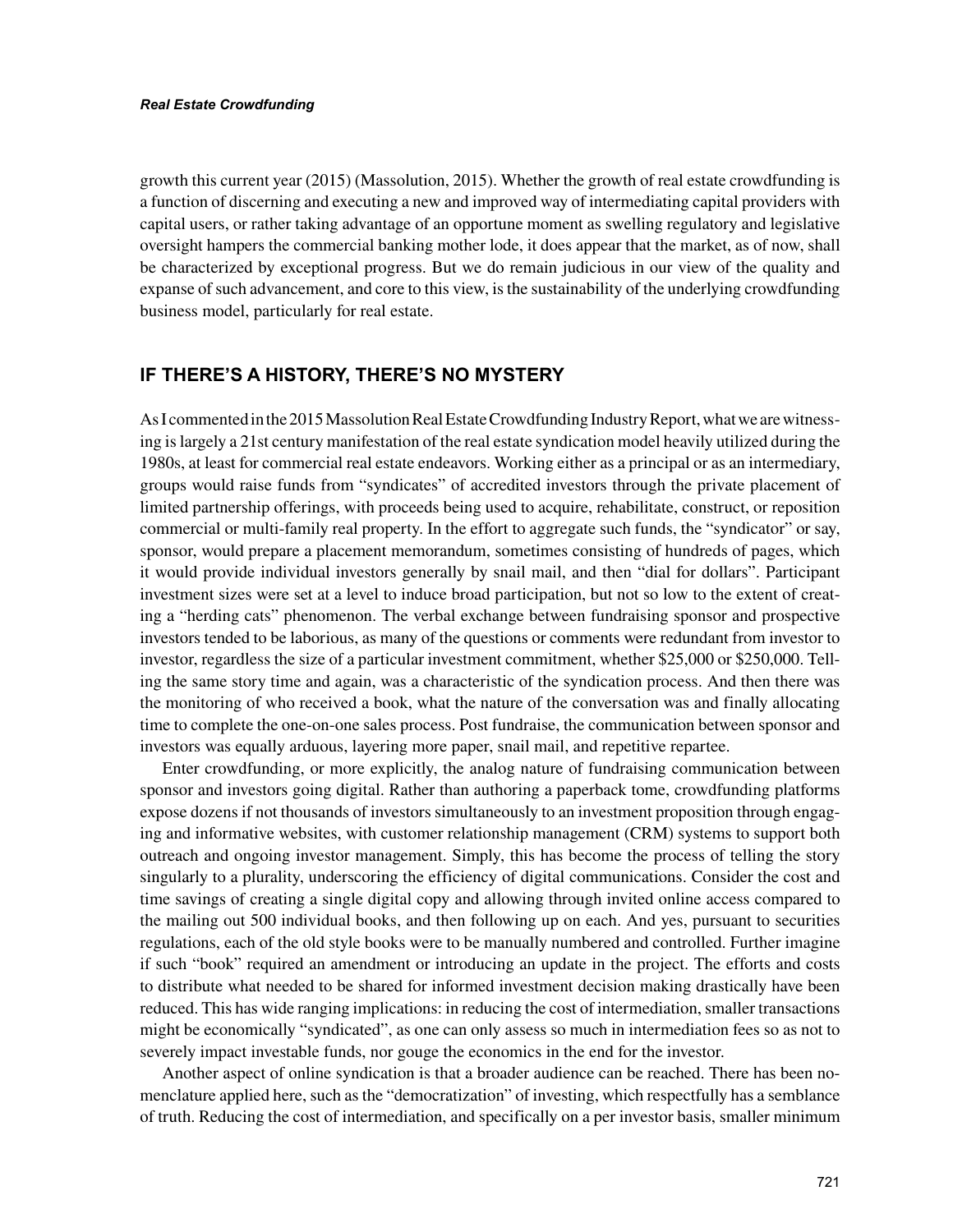growth this current year (2015) (Massolution, 2015). Whether the growth of real estate crowdfunding is a function of discerning and executing a new and improved way of intermediating capital providers with capital users, or rather taking advantage of an opportune moment as swelling regulatory and legislative oversight hampers the commercial banking mother lode, it does appear that the market, as of now, shall be characterized by exceptional progress. But we do remain judicious in our view of the quality and expanse of such advancement, and core to this view, is the sustainability of the underlying crowdfunding business model, particularly for real estate.

## IF THERE'S A HISTORY, THERE'S NO MYSTERY

As I commented in the 2015 Massolution Real Estate Crowdfunding Industry Report, what we are witnessing is largely a 21st century manifestation of the real estate syndication model heavily utilized during the 1980s, at least for commercial real estate endeavors. Working either as a principal or as an intermediary, groups would raise funds from "syndicates" of accredited investors through the private placement of limited partnership offerings, with proceeds being used to acquire, rehabilitate, construct, or reposition commercial or multi-family real property. In the effort to aggregate such funds, the "syndicator" or say, sponsor, would prepare a placement memorandum, sometimes consisting of hundreds of pages, which it would provide individual investors generally by snail mail, and then "dial for dollars". Participant investment sizes were set at a level to induce broad participation, but not so low to the extent of creating a "herding cats" phenomenon. The verbal exchange between fundraising sponsor and prospective investors tended to be laborious, as many of the questions or comments were redundant from investor to investor, regardless the size of a particular investment commitment, whether $25,000 or $250,000. Telling the same story time and again, was a characteristic of the syndication process. And then there was the monitoring of who received a book, what the nature of the conversation was and finally allocating time to complete the one-on-one sales process. Post fundraise, the communication between sponsor and investors was equally arduous, layering more paper, snail mail, and repetitive repartee.

Enter crowdfunding, or more explicitly, the analog nature of fundraising communication between sponsor and investors going digital. Rather than authoring a paperback tome, crowdfunding platforms expose dozens if not thousands of investors simultaneously to an investment proposition through engaging and informative websites, with customer relationship management (CRM) systems to support both outreach and ongoing investor management. Simply, this has become the process of telling the story singularly to a plurality, underscoring the efficiency of digital communications. Consider the cost and time savings of creating a single digital copy and allowing through invited online access compared to the mailing out 500 individual books, and then following up on each. And yes, pursuant to securities regulations, each of the old style books were to be manually numbered and controlled. Further imagine if such "book" required an amendment or introducing an update in the project. The efforts and costs to distribute what needed to be shared for informed investment decision making drastically have been reduced. This has wide ranging implications: in reducing the cost of intermediation, smaller transactions might be economically "syndicated", as one can only assess so much in intermediation fees so as not to severely impact investable funds, nor gouge the economics in the end for the investor.

Another aspect of online syndication is that a broader audience can be reached. There has been nomenclature applied here, such as the "democratization" of investing, which respectfully has a semblance of truth. Reducing the cost of intermediation, and specifically on a per investor basis, smaller minimum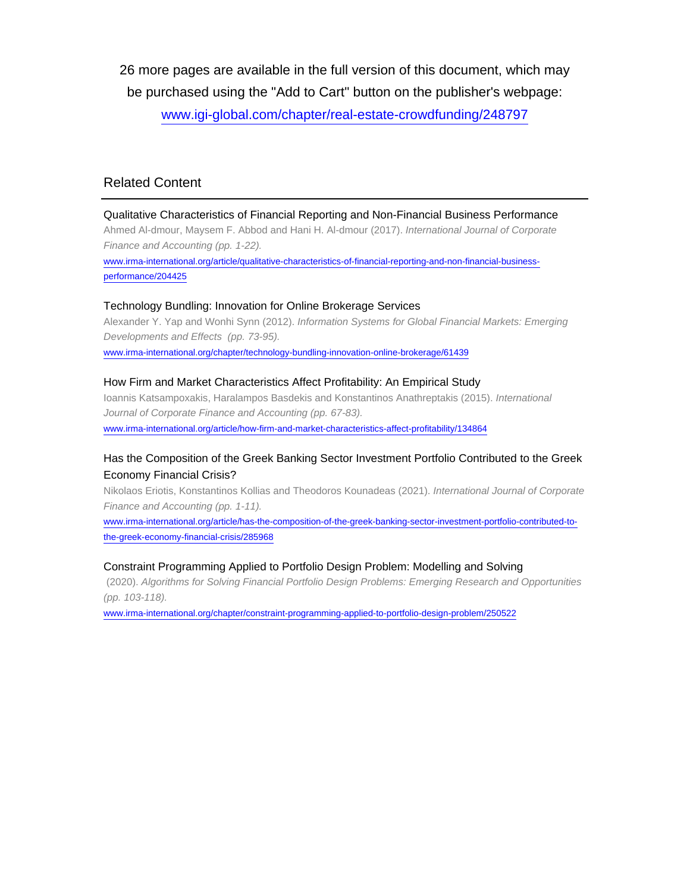26 more pages are available in the full version of this document, which may be purchased using the "Add to Cart" button on the publisher's webpage: [www.igi-global.com/chapter/real-estate-crowdfunding/248797](www.igi-global.com/chapter/real-estate-crowdfunding/248797)

## Related Content

**Qualitative Characteristics of Financial Reporting and Non-Financial Business Performance**
Ahmed Al-dmour, Maysem F. Abbod and Hani H. Al-dmour (2017). *International Journal of Corporate Finance and Accounting (pp. 1-22).*
[www.irma-international.org/article/qualitative-characteristics-of-financial-reporting-and-non-financial-business-performance/204425](www.irma-international.org/article/qualitative-characteristics-of-financial-reporting-and-non-financial-business-performance/204425)

**Technology Bundling: Innovation for Online Brokerage Services**
Alexander Y. Yap and Wonhi Synn (2012). *Information Systems for Global Financial Markets: Emerging Developments and Effects (pp. 73-95).*
[www.irma-international.org/chapter/technology-bundling-innovation-online-brokerage/61439](www.irma-international.org/chapter/technology-bundling-innovation-online-brokerage/61439)

**How Firm and Market Characteristics Affect Profitability: An Empirical Study**
Ioannis Katsampoxakis, Haralampos Basdekis and Konstantinos Anathreptakis (2015). *International Journal of Corporate Finance and Accounting (pp. 67-83).*
[www.irma-international.org/article/how-firm-and-market-characteristics-affect-profitability/134864](www.irma-international.org/article/how-firm-and-market-characteristics-affect-profitability/134864)

**Has the Composition of the Greek Banking Sector Investment Portfolio Contributed to the Greek Economy Financial Crisis?**
Nikolaos Eriotis, Konstantinos Kollias and Theodoros Kounadeas (2021). *International Journal of Corporate Finance and Accounting (pp. 1-11).*
[www.irma-international.org/article/has-the-composition-of-the-greek-banking-sector-investment-portfolio-contributed-to-the-greek-economy-financial-crisis/285968](www.irma-international.org/article/has-the-composition-of-the-greek-banking-sector-investment-portfolio-contributed-to-the-greek-economy-financial-crisis/285968)

**Constraint Programming Applied to Portfolio Design Problem: Modelling and Solving**
(2020). *Algorithms for Solving Financial Portfolio Design Problems: Emerging Research and Opportunities (pp. 103-118).*
[www.irma-international.org/chapter/constraint-programming-applied-to-portfolio-design-problem/250522](www.irma-international.org/chapter/constraint-programming-applied-to-portfolio-design-problem/250522)